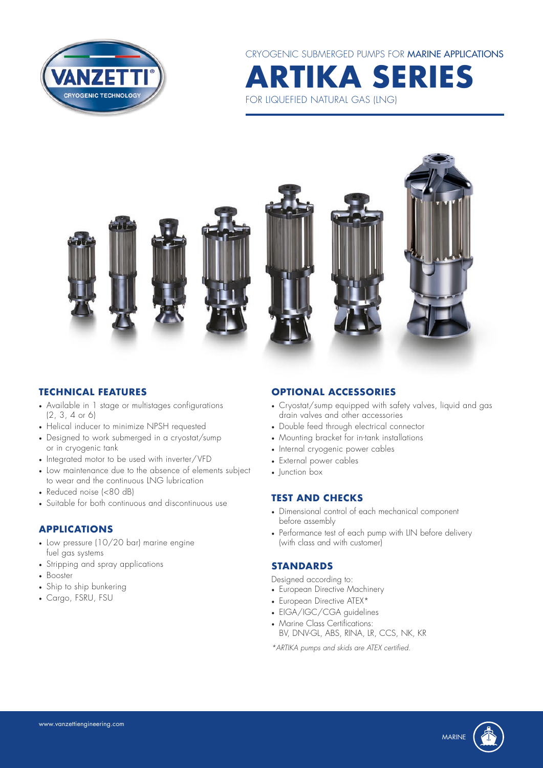CRYOGENIC SUBMERGED PUMPS FOR MARINE APPLICATIONS

# ARTIKA SERIES

FOR LIQUEFIED NATURAL GAS (LNG)

## TECHNICAL FEATURES

- Available in 1 stage or multistages configurations (2, 3, 4 or 6)
- Helical inducer to minimize NPSH requested
- Designed to work submerged in a cryostat/sump or in cryogenic tank
- Integrated motor to be used with inverter/VFD
- Low maintenance due to the absence of elements subject to wear and the continuous LNG lubrication
- Reduced noise (<80 dB)
- Suitable for both continuous and discontinuous use

## APPLICATIONS

- Low pressure (10/20 bar) marine engine fuel gas systems
- Stripping and spray applications
- Booster
- Ship to ship bunkering
- Cargo, FSRU, FSU

## OPTIONAL ACCESSORIES

- Cryostat/sump equipped with safety valves, liquid and gas drain valves and other accessories
- Double feed through electrical connector
- Mounting bracket for in-tank installations
- Internal cryogenic power cables
- External power cables
- Junction box

## TEST AND CHECKS

- Dimensional control of each mechanical component before assembly
- Performance test of each pump with LIN before delivery (with class and with customer)

## STANDARDS

Designed according to:

- European Directive Machinery
- European Directive ATEX*
- EIGA/IGC/CGA guidelines
- Marine Class Certifications: BV, DNV-GL, ABS, RINA, LR, CCS, NK, KR

*\*ARTIKA pumps and skids are ATEX certified.*

www.vanzettiengineering.com

MARINE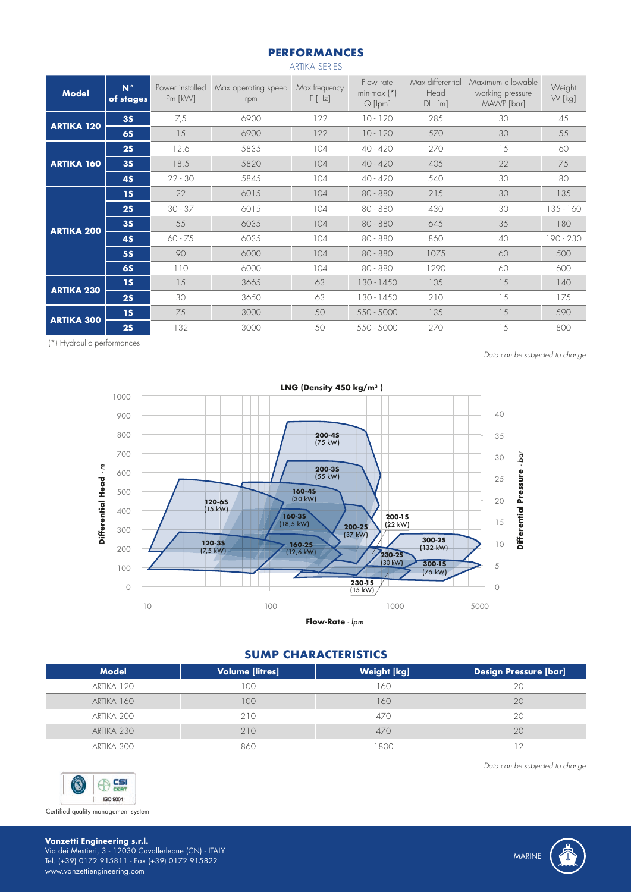## PERFORMANCES

ARTIKA SERIES

| Model | N° of stages | Power installed Pm [kW] | Max operating speed rpm | Max frequency F [Hz] | Flow rate min-max (*) Q [lpm] | Max differential Head DH [m] | Maximum allowable working pressure MAWP [bar] | Weight W [kg] |
|---|---|---|---|---|---|---|---|---|
| **ARTIKA 120** | **3S** | 7,5 | 6900 | 122 | 10 - 120 | 285 | 30 | 45 |
| | **6S** | 15 | 6900 | 122 | 10 - 120 | 570 | 30 | 55 |
| **ARTIKA 160** | **2S** | 12,6 | 5835 | 104 | 40 - 420 | 270 | 15 | 60 |
| | **3S** | 18,5 | 5820 | 104 | 40 - 420 | 405 | 22 | 75 |
| | **4S** | 22 - 30 | 5845 | 104 | 40 - 420 | 540 | 30 | 80 |
| **ARTIKA 200** | **1S** | 22 | 6015 | 104 | 80 - 880 | 215 | 30 | 135 |
| | **2S** | 30 - 37 | 6015 | 104 | 80 - 880 | 430 | 30 | 135 - 160 |
| | **3S** | 55 | 6035 | 104 | 80 - 880 | 645 | 35 | 180 |
| | **4S** | 60 - 75 | 6035 | 104 | 80 - 880 | 860 | 40 | 190 - 230 |
| | **5S** | 90 | 6000 | 104 | 80 - 880 | 1075 | 60 | 500 |
| | **6S** | 110 | 6000 | 104 | 80 - 880 | 1290 | 60 | 600 |
| **ARTIKA 230** | **1S** | 15 | 3665 | 63 | 130 - 1450 | 105 | 15 | 140 |
| | **2S** | 30 | 3650 | 63 | 130 - 1450 | 210 | 15 | 175 |
| **ARTIKA 300** | **1S** | 75 | 3000 | 50 | 550 - 5000 | 135 | 15 | 590 |
| | **2S** | 132 | 3000 | 50 | 550 - 5000 | 270 | 15 | 800 |

(*) Hydraulic performances

*Data can be subjected to change*

**LNG (Density 450 kg/m³ )**

Differential Head - m

Differential Pressure - bar

Flow-Rate - lpm

0 100 200 300 400 500 600 700 800 900 1000

0 5 10 15 20 25 30 35 40

10 100 1000 5000

120-3S (7,5 kW)
120-6S (15 kW)
160-2S (12,6 kW)
160-3S (18,5 kW)
160-4S (30 kW)
200-1S (22 kW)
200-2S (37 kW)
200-3S (55 kW)
200-4S (75 kW)
230-1S (15 kW)
230-2S (30 kW)
300-1S (75 kW)
300-2S (132 kW)

## SUMP CHARACTERISTICS

| Model | Volume [litres] | Weight [kg] | Design Pressure [bar] |
|---|---|---|---|
| ARTIKA 120 | 100 | 160 | 20 |
| ARTIKA 160 | 100 | 160 | 20 |
| ARTIKA 200 | 210 | 470 | 20 |
| ARTIKA 230 | 210 | 470 | 20 |
| ARTIKA 300 | 860 | 1800 | 12 |

*Data can be subjected to change*

Certified quality management system

**Vanzetti Engineering s.r.l.**
Via dei Mestieri, 3 - 12030 Cavallerleone (CN) - ITALY
Tel. (+39) 0172 915811 - Fax (+39) 0172 915822
www.vanzettiengineering.com

MARINE